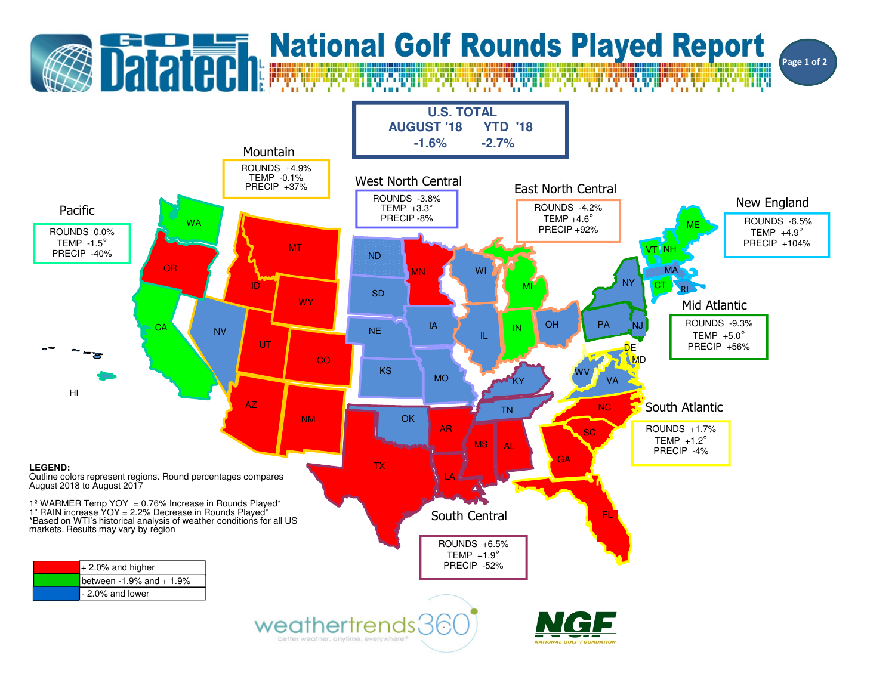# National Golf Rounds Played Report

Golf Datatech L.L.C.

## U.S. TOTAL

| AUGUST '18 | YTD '18 |
|---|---|
| -1.6% | -2.7% |

### Mountain
ROUNDS +4.9%
TEMP -0.1%
PRECIP +37%

### West North Central
ROUNDS -3.8%
TEMP +3.3°
PRECIP -8%

### East North Central
ROUNDS -4.2%
TEMP +4.6°
PRECIP +92%

### New England
ROUNDS -6.5%
TEMP +4.9°
PRECIP +104%

### Pacific
ROUNDS 0.0%
TEMP -1.5°
PRECIP -40%

### Mid Atlantic
ROUNDS -9.3%
TEMP +5.0°
PRECIP +56%

### South Atlantic
ROUNDS +1.7%
TEMP +1.2°
PRECIP -4%

### South Central
ROUNDS +6.5%
TEMP +1.9°
PRECIP -52%

WA, OR, CA, HI, MT, ID, WY, NV, UT, CO, AZ, NM, ND, SD, NE, KS, MN, IA, MO, WI, MI, IL, IN, OH, ME, VT, NH, MA, CT, RI, NY, PA, NJ, DE, MD, WV, VA, NC, SC, GA, FL, KY, TN, OK, AR, TX, LA, MS, AL

**LEGEND:**
Outline colors represent regions. Round percentages compares August 2018 to August 2017

1º WARMER Temp YOY = 0.76% Increase in Rounds Played*
1" RAIN increase YOY = 2.2% Decrease in Rounds Played*
*Based on WTI's historical analysis of weather conditions for all US markets. Results may vary by region

| Color | Range |
|---|---|
| Red | + 2.0% and higher |
| Green | between -1.9% and + 1.9% |
| Blue | - 2.0% and lower |

weathertrends360 — better weather, anytime, everywhere®

NGF — NATIONAL GOLF FOUNDATION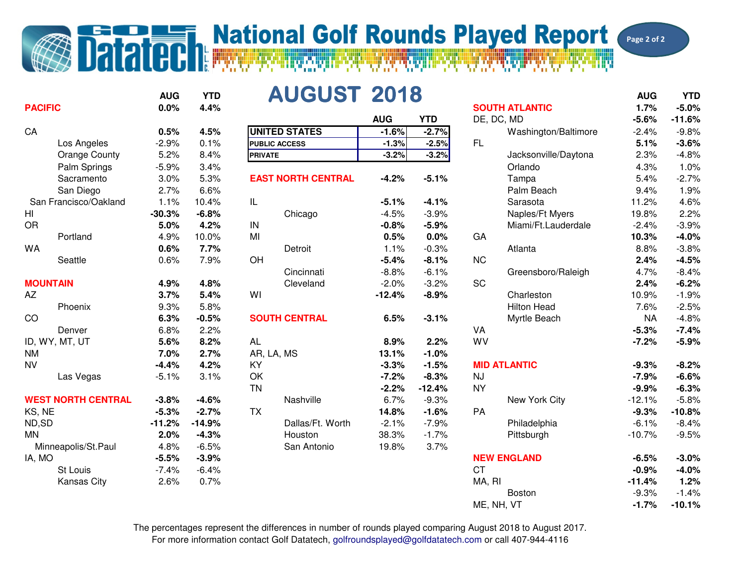# National Golf Rounds Played Report

## AUGUST 2018

| | AUG | YTD |
|---|---|---|
| **UNITED STATES** | -1.6% | -2.7% |
| **PUBLIC ACCESS** | -1.3% | -2.5% |
| **PRIVATE** | -3.2% | -3.2% |

| | AUG | YTD |
|---|---|---|
| **PACIFIC** | **0.0%** | **4.4%** |
| CA | **0.5%** | **4.5%** |
| Los Angeles | -2.9% | 0.1% |
| Orange County | 5.2% | 8.4% |
| Palm Springs | -5.9% | 3.4% |
| Sacramento | 3.0% | 5.3% |
| San Diego | 2.7% | 6.6% |
| San Francisco/Oakland | 1.1% | 10.4% |
| HI | **-30.3%** | **-6.8%** |
| OR | **5.0%** | **4.2%** |
| Portland | 4.9% | 10.0% |
| WA | **0.6%** | **7.7%** |
| Seattle | 0.6% | 7.9% |
| **MOUNTAIN** | **4.9%** | **4.8%** |
| AZ | **3.7%** | **5.4%** |
| Phoenix | 9.3% | 5.8% |
| CO | **6.3%** | **-0.5%** |
| Denver | 6.8% | 2.2% |
| ID, WY, MT, UT | **5.6%** | **8.2%** |
| NM | **7.0%** | **2.7%** |
| NV | **-4.4%** | **4.2%** |
| Las Vegas | -5.1% | 3.1% |
| **WEST NORTH CENTRAL** | **-3.8%** | **-4.6%** |
| KS, NE | **-5.3%** | **-2.7%** |
| ND,SD | **-11.2%** | **-14.9%** |
| MN | **2.0%** | **-4.3%** |
| Minneapolis/St.Paul | 4.8% | -6.5% |
| IA, MO | **-5.5%** | **-3.9%** |
| St Louis | -7.4% | -6.4% |
| Kansas City | 2.6% | 0.7% |

| | AUG | YTD |
|---|---|---|
| **EAST NORTH CENTRAL** | **-4.2%** | **-5.1%** |
| IL | **-5.1%** | **-4.1%** |
| Chicago | -4.5% | -3.9% |
| IN | **-0.8%** | **-5.9%** |
| MI | **0.5%** | **0.0%** |
| Detroit | 1.1% | -0.3% |
| OH | **-5.4%** | **-8.1%** |
| Cincinnati | -8.8% | -6.1% |
| Cleveland | -2.0% | -3.2% |
| WI | **-12.4%** | **-8.9%** |
| **SOUTH CENTRAL** | **6.5%** | **-3.1%** |
| AL | **8.9%** | **2.2%** |
| AR, LA, MS | **13.1%** | **-1.0%** |
| KY | **-3.3%** | **-1.5%** |
| OK | **-7.2%** | **-8.3%** |
| TN | **-2.2%** | **-12.4%** |
| Nashville | 6.7% | -9.3% |
| TX | **14.8%** | **-1.6%** |
| Dallas/Ft. Worth | -2.1% | -7.9% |
| Houston | 38.3% | -1.7% |
| San Antonio | 19.8% | 3.7% |

| | AUG | YTD |
|---|---|---|
| **SOUTH ATLANTIC** | **1.7%** | **-5.0%** |
| DE, DC, MD | **-5.6%** | **-11.6%** |
| Washington/Baltimore | -2.4% | -9.8% |
| FL | **5.1%** | **-3.6%** |
| Jacksonville/Daytona | 2.3% | -4.8% |
| Orlando | 4.3% | 1.0% |
| Tampa | 5.4% | -2.7% |
| Palm Beach | 9.4% | 1.9% |
| Sarasota | 11.2% | 4.6% |
| Naples/Ft Myers | 19.8% | 2.2% |
| Miami/Ft.Lauderdale | -2.4% | -3.9% |
| GA | **10.3%** | **-4.0%** |
| Atlanta | 8.8% | -3.8% |
| NC | **2.4%** | **-4.5%** |
| Greensboro/Raleigh | 4.7% | -8.4% |
| SC | **2.4%** | **-6.2%** |
| Charleston | 10.9% | -1.9% |
| Hilton Head | 7.6% | -2.5% |
| Myrtle Beach | NA | -4.8% |
| VA | **-5.3%** | **-7.4%** |
| WV | **-7.2%** | **-5.9%** |
| **MID ATLANTIC** | **-9.3%** | **-8.2%** |
| NJ | **-7.9%** | **-6.6%** |
| NY | **-9.9%** | **-6.3%** |
| New York City | -12.1% | -5.8% |
| PA | **-9.3%** | **-10.8%** |
| Philadelphia | -6.1% | -8.4% |
| Pittsburgh | -10.7% | -9.5% |
| **NEW ENGLAND** | **-6.5%** | **-3.0%** |
| CT | **-0.9%** | **-4.0%** |
| MA, RI | **-11.4%** | **1.2%** |
| Boston | -9.3% | -1.4% |
| ME, NH, VT | **-1.7%** | **-10.1%** |

The percentages represent the differences in number of rounds played comparing August 2018 to August 2017.
For more information contact Golf Datatech, golfroundsplayed@golfdatatech.com or call 407-944-4116